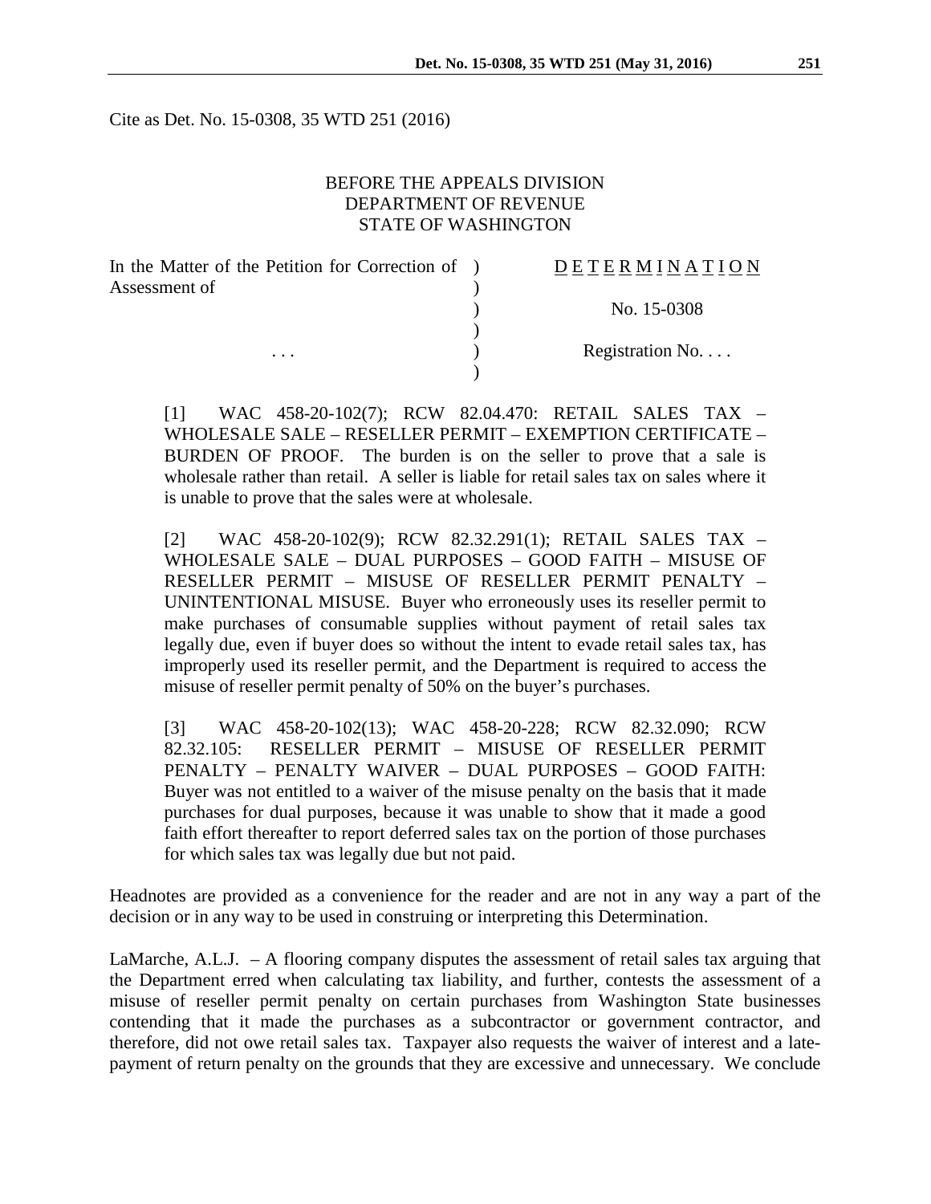Cite as Det. No. 15-0308, 35 WTD 251 (2016)

BEFORE THE APPEALS DIVISION
DEPARTMENT OF REVENUE
STATE OF WASHINGTON

| | | |
|---|---|---|
| In the Matter of the Petition for Correction of Assessment of | ) | D E T E R M I N A T I O N |
| | ) | |
| | ) | No. 15-0308 |
| | ) | |
| . . . | ) | Registration No. . . . |
| | ) | |

[1] WAC 458-20-102(7); RCW 82.04.470: RETAIL SALES TAX – WHOLESALE SALE – RESELLER PERMIT – EXEMPTION CERTIFICATE – BURDEN OF PROOF. The burden is on the seller to prove that a sale is wholesale rather than retail. A seller is liable for retail sales tax on sales where it is unable to prove that the sales were at wholesale.

[2] WAC 458-20-102(9); RCW 82.32.291(1); RETAIL SALES TAX – WHOLESALE SALE – DUAL PURPOSES – GOOD FAITH – MISUSE OF RESELLER PERMIT – MISUSE OF RESELLER PERMIT PENALTY – UNINTENTIONAL MISUSE. Buyer who erroneously uses its reseller permit to make purchases of consumable supplies without payment of retail sales tax legally due, even if buyer does so without the intent to evade retail sales tax, has improperly used its reseller permit, and the Department is required to access the misuse of reseller permit penalty of 50% on the buyer's purchases.

[3] WAC 458-20-102(13); WAC 458-20-228; RCW 82.32.090; RCW 82.32.105: RESELLER PERMIT – MISUSE OF RESELLER PERMIT PENALTY – PENALTY WAIVER – DUAL PURPOSES – GOOD FAITH: Buyer was not entitled to a waiver of the misuse penalty on the basis that it made purchases for dual purposes, because it was unable to show that it made a good faith effort thereafter to report deferred sales tax on the portion of those purchases for which sales tax was legally due but not paid.

Headnotes are provided as a convenience for the reader and are not in any way a part of the decision or in any way to be used in construing or interpreting this Determination.

LaMarche, A.L.J. – A flooring company disputes the assessment of retail sales tax arguing that the Department erred when calculating tax liability, and further, contests the assessment of a misuse of reseller permit penalty on certain purchases from Washington State businesses contending that it made the purchases as a subcontractor or government contractor, and therefore, did not owe retail sales tax. Taxpayer also requests the waiver of interest and a late-payment of return penalty on the grounds that they are excessive and unnecessary. We conclude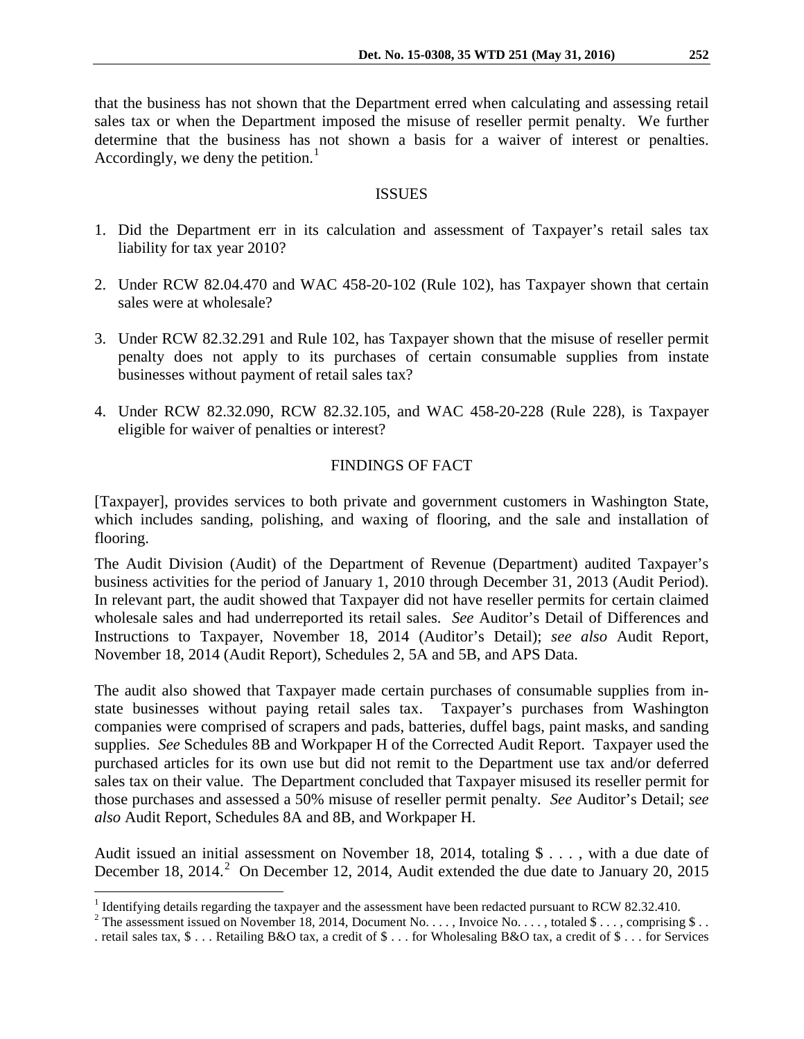that the business has not shown that the Department erred when calculating and assessing retail sales tax or when the Department imposed the misuse of reseller permit penalty. We further determine that the business has not shown a basis for a waiver of interest or penalties. Accordingly, we deny the petition.[1]

## ISSUES

1. Did the Department err in its calculation and assessment of Taxpayer's retail sales tax liability for tax year 2010?

2. Under RCW 82.04.470 and WAC 458-20-102 (Rule 102), has Taxpayer shown that certain sales were at wholesale?

3. Under RCW 82.32.291 and Rule 102, has Taxpayer shown that the misuse of reseller permit penalty does not apply to its purchases of certain consumable supplies from instate businesses without payment of retail sales tax?

4. Under RCW 82.32.090, RCW 82.32.105, and WAC 458-20-228 (Rule 228), is Taxpayer eligible for waiver of penalties or interest?

## FINDINGS OF FACT

[Taxpayer], provides services to both private and government customers in Washington State, which includes sanding, polishing, and waxing of flooring, and the sale and installation of flooring.

The Audit Division (Audit) of the Department of Revenue (Department) audited Taxpayer's business activities for the period of January 1, 2010 through December 31, 2013 (Audit Period). In relevant part, the audit showed that Taxpayer did not have reseller permits for certain claimed wholesale sales and had underreported its retail sales. *See* Auditor's Detail of Differences and Instructions to Taxpayer, November 18, 2014 (Auditor's Detail); *see also* Audit Report, November 18, 2014 (Audit Report), Schedules 2, 5A and 5B, and APS Data.

The audit also showed that Taxpayer made certain purchases of consumable supplies from in-state businesses without paying retail sales tax. Taxpayer's purchases from Washington companies were comprised of scrapers and pads, batteries, duffel bags, paint masks, and sanding supplies. *See* Schedules 8B and Workpaper H of the Corrected Audit Report. Taxpayer used the purchased articles for its own use but did not remit to the Department use tax and/or deferred sales tax on their value. The Department concluded that Taxpayer misused its reseller permit for those purchases and assessed a 50% misuse of reseller permit penalty. *See* Auditor's Detail; *see also* Audit Report, Schedules 8A and 8B, and Workpaper H.

Audit issued an initial assessment on November 18, 2014, totaling $ . . . , with a due date of December 18, 2014.[2] On December 12, 2014, Audit extended the due date to January 20, 2015

---

[1] Identifying details regarding the taxpayer and the assessment have been redacted pursuant to RCW 82.32.410.

[2] The assessment issued on November 18, 2014, Document No. . . . , Invoice No. . . . , totaled $ . . . , comprising $ . . . retail sales tax, $ . . . Retailing B&O tax, a credit of $ . . . for Wholesaling B&O tax, a credit of $ . . . for Services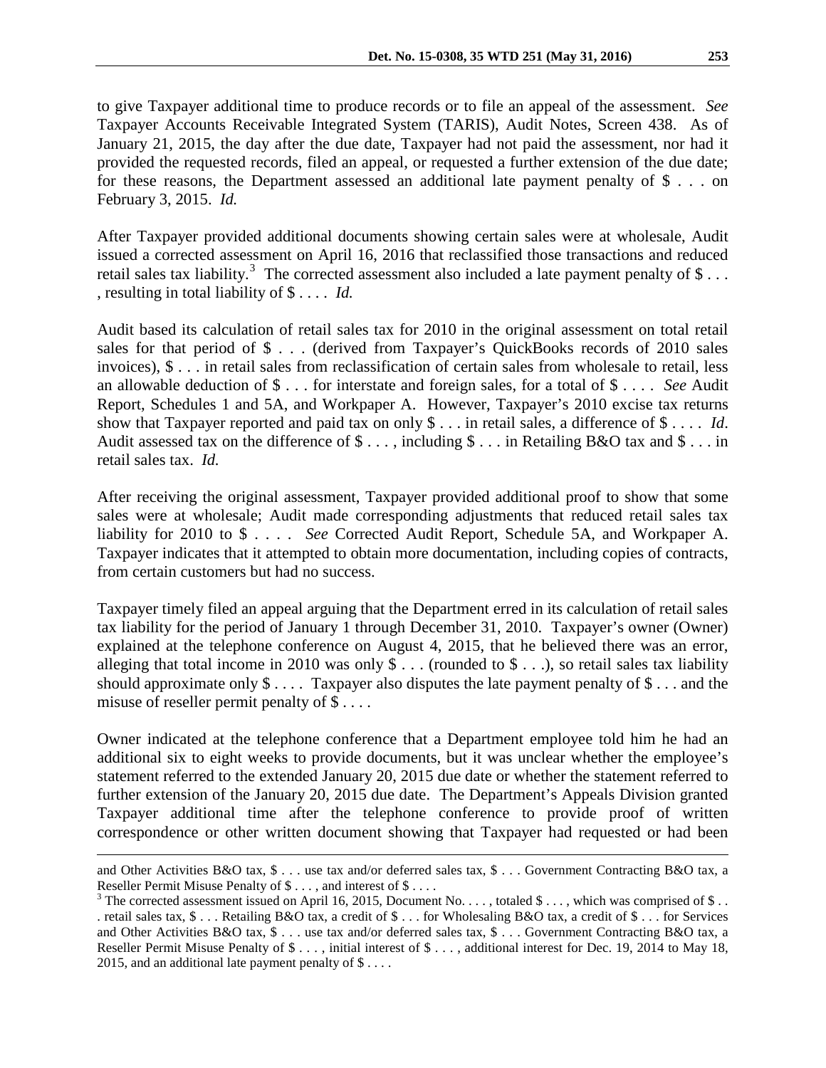to give Taxpayer additional time to produce records or to file an appeal of the assessment. *See* Taxpayer Accounts Receivable Integrated System (TARIS), Audit Notes, Screen 438. As of January 21, 2015, the day after the due date, Taxpayer had not paid the assessment, nor had it provided the requested records, filed an appeal, or requested a further extension of the due date; for these reasons, the Department assessed an additional late payment penalty of $ . . . on February 3, 2015. *Id.*

After Taxpayer provided additional documents showing certain sales were at wholesale, Audit issued a corrected assessment on April 16, 2016 that reclassified those transactions and reduced retail sales tax liability.[3] The corrected assessment also included a late payment penalty of $ . . . , resulting in total liability of $ . . . . *Id.*

Audit based its calculation of retail sales tax for 2010 in the original assessment on total retail sales for that period of $ . . . (derived from Taxpayer's QuickBooks records of 2010 sales invoices), $ . . . in retail sales from reclassification of certain sales from wholesale to retail, less an allowable deduction of $ . . . for interstate and foreign sales, for a total of $ . . . . *See* Audit Report, Schedules 1 and 5A, and Workpaper A. However, Taxpayer's 2010 excise tax returns show that Taxpayer reported and paid tax on only $ . . . in retail sales, a difference of $ . . . . *Id*. Audit assessed tax on the difference of $ . . . , including $ . . . in Retailing B&O tax and $ . . . in retail sales tax. *Id.*

After receiving the original assessment, Taxpayer provided additional proof to show that some sales were at wholesale; Audit made corresponding adjustments that reduced retail sales tax liability for 2010 to $ . . . . *See* Corrected Audit Report, Schedule 5A, and Workpaper A. Taxpayer indicates that it attempted to obtain more documentation, including copies of contracts, from certain customers but had no success.

Taxpayer timely filed an appeal arguing that the Department erred in its calculation of retail sales tax liability for the period of January 1 through December 31, 2010. Taxpayer's owner (Owner) explained at the telephone conference on August 4, 2015, that he believed there was an error, alleging that total income in 2010 was only $ . . . (rounded to $ . . .), so retail sales tax liability should approximate only $ . . . . Taxpayer also disputes the late payment penalty of $ . . . and the misuse of reseller permit penalty of $ . . . .

Owner indicated at the telephone conference that a Department employee told him he had an additional six to eight weeks to provide documents, but it was unclear whether the employee's statement referred to the extended January 20, 2015 due date or whether the statement referred to further extension of the January 20, 2015 due date. The Department's Appeals Division granted Taxpayer additional time after the telephone conference to provide proof of written correspondence or other written document showing that Taxpayer had requested or had been

---

and Other Activities B&O tax, $ . . . use tax and/or deferred sales tax, $ . . . Government Contracting B&O tax, a Reseller Permit Misuse Penalty of $ . . . , and interest of $ . . . .

[3] The corrected assessment issued on April 16, 2015, Document No. . . . , totaled $ . . . , which was comprised of $ . . . retail sales tax, $ . . . Retailing B&O tax, a credit of $ . . . for Wholesaling B&O tax, a credit of $ . . . for Services and Other Activities B&O tax, $ . . . use tax and/or deferred sales tax, $ . . . Government Contracting B&O tax, a Reseller Permit Misuse Penalty of $ . . . , initial interest of $ . . . , additional interest for Dec. 19, 2014 to May 18, 2015, and an additional late payment penalty of $ . . . .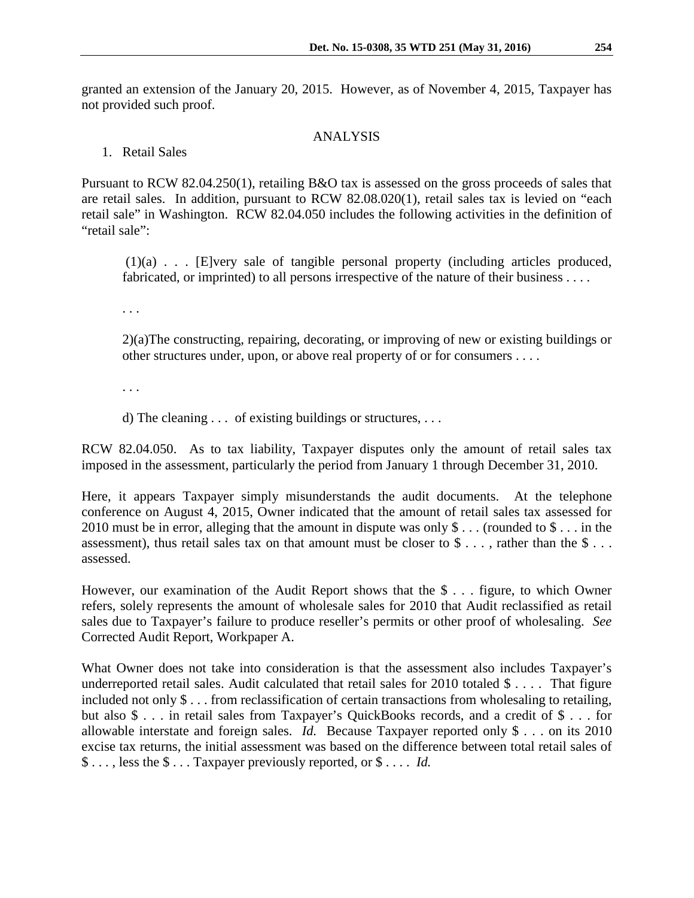granted an extension of the January 20, 2015. However, as of November 4, 2015, Taxpayer has not provided such proof.

## ANALYSIS

1. Retail Sales

Pursuant to RCW 82.04.250(1), retailing B&O tax is assessed on the gross proceeds of sales that are retail sales. In addition, pursuant to RCW 82.08.020(1), retail sales tax is levied on "each retail sale" in Washington. RCW 82.04.050 includes the following activities in the definition of "retail sale":

> (1)(a) . . . [E]very sale of tangible personal property (including articles produced, fabricated, or imprinted) to all persons irrespective of the nature of their business . . . .
>
> . . .
>
> 2)(a)The constructing, repairing, decorating, or improving of new or existing buildings or other structures under, upon, or above real property of or for consumers . . . .
>
> . . .
>
> d) The cleaning . . . of existing buildings or structures, . . .

RCW 82.04.050. As to tax liability, Taxpayer disputes only the amount of retail sales tax imposed in the assessment, particularly the period from January 1 through December 31, 2010.

Here, it appears Taxpayer simply misunderstands the audit documents. At the telephone conference on August 4, 2015, Owner indicated that the amount of retail sales tax assessed for 2010 must be in error, alleging that the amount in dispute was only $ . . . (rounded to $ . . . in the assessment), thus retail sales tax on that amount must be closer to $ . . . , rather than the $ . . . assessed.

However, our examination of the Audit Report shows that the $ . . . figure, to which Owner refers, solely represents the amount of wholesale sales for 2010 that Audit reclassified as retail sales due to Taxpayer's failure to produce reseller's permits or other proof of wholesaling. *See* Corrected Audit Report, Workpaper A.

What Owner does not take into consideration is that the assessment also includes Taxpayer's underreported retail sales. Audit calculated that retail sales for 2010 totaled $ . . . . That figure included not only $ . . . from reclassification of certain transactions from wholesaling to retailing, but also $ . . . in retail sales from Taxpayer's QuickBooks records, and a credit of $ . . . for allowable interstate and foreign sales. *Id.* Because Taxpayer reported only $ . . . on its 2010 excise tax returns, the initial assessment was based on the difference between total retail sales of $ . . . , less the $ . . . Taxpayer previously reported, or $ . . . . *Id.*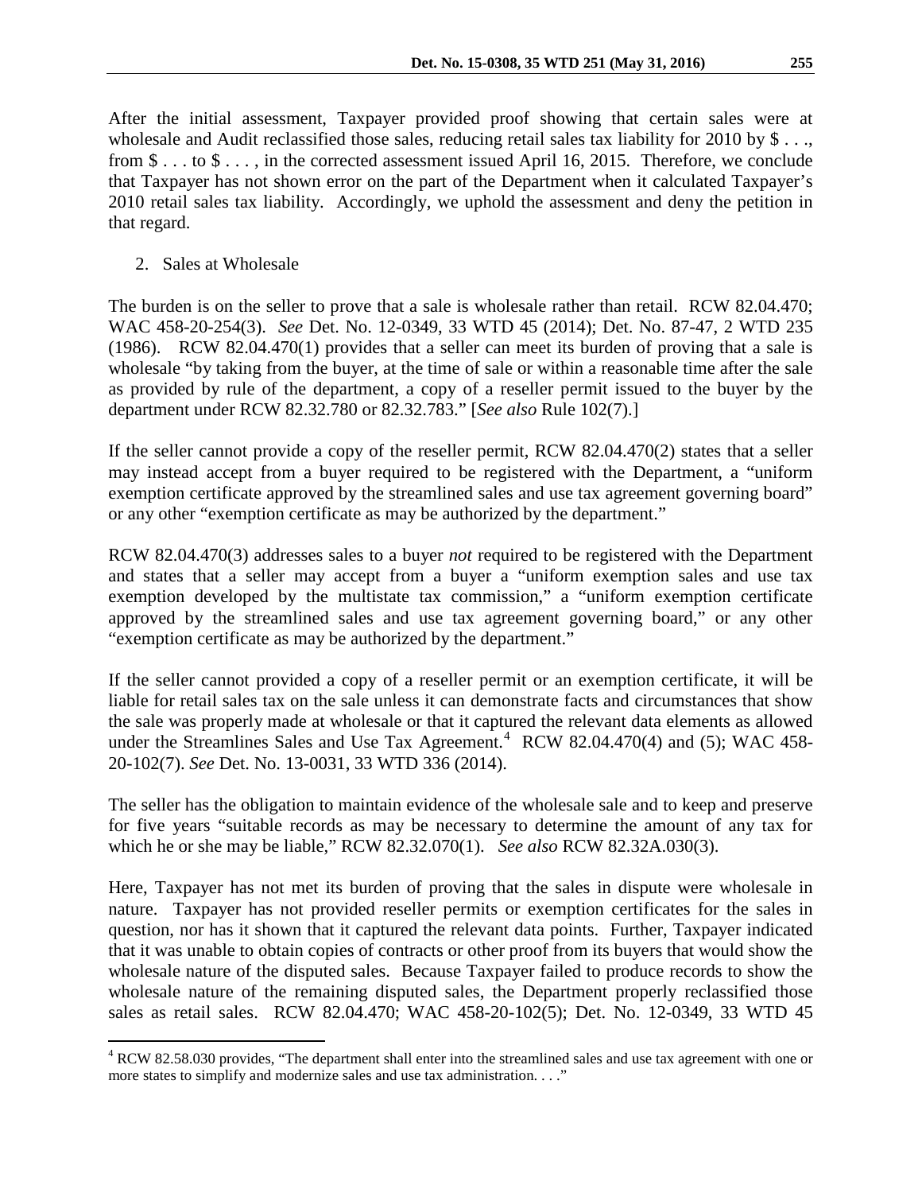After the initial assessment, Taxpayer provided proof showing that certain sales were at wholesale and Audit reclassified those sales, reducing retail sales tax liability for 2010 by $ . . ., from $ . . . to $ . . . , in the corrected assessment issued April 16, 2015. Therefore, we conclude that Taxpayer has not shown error on the part of the Department when it calculated Taxpayer's 2010 retail sales tax liability. Accordingly, we uphold the assessment and deny the petition in that regard.

2. Sales at Wholesale

The burden is on the seller to prove that a sale is wholesale rather than retail. RCW 82.04.470; WAC 458-20-254(3). *See* Det. No. 12-0349, 33 WTD 45 (2014); Det. No. 87-47, 2 WTD 235 (1986). RCW 82.04.470(1) provides that a seller can meet its burden of proving that a sale is wholesale "by taking from the buyer, at the time of sale or within a reasonable time after the sale as provided by rule of the department, a copy of a reseller permit issued to the buyer by the department under RCW 82.32.780 or 82.32.783." [*See also* Rule 102(7).]

If the seller cannot provide a copy of the reseller permit, RCW 82.04.470(2) states that a seller may instead accept from a buyer required to be registered with the Department, a "uniform exemption certificate approved by the streamlined sales and use tax agreement governing board" or any other "exemption certificate as may be authorized by the department."

RCW 82.04.470(3) addresses sales to a buyer *not* required to be registered with the Department and states that a seller may accept from a buyer a "uniform exemption sales and use tax exemption developed by the multistate tax commission," a "uniform exemption certificate approved by the streamlined sales and use tax agreement governing board," or any other "exemption certificate as may be authorized by the department."

If the seller cannot provided a copy of a reseller permit or an exemption certificate, it will be liable for retail sales tax on the sale unless it can demonstrate facts and circumstances that show the sale was properly made at wholesale or that it captured the relevant data elements as allowed under the Streamlines Sales and Use Tax Agreement.[4] RCW 82.04.470(4) and (5); WAC 458-20-102(7). *See* Det. No. 13-0031, 33 WTD 336 (2014).

The seller has the obligation to maintain evidence of the wholesale sale and to keep and preserve for five years "suitable records as may be necessary to determine the amount of any tax for which he or she may be liable," RCW 82.32.070(1). *See also* RCW 82.32A.030(3).

Here, Taxpayer has not met its burden of proving that the sales in dispute were wholesale in nature. Taxpayer has not provided reseller permits or exemption certificates for the sales in question, nor has it shown that it captured the relevant data points. Further, Taxpayer indicated that it was unable to obtain copies of contracts or other proof from its buyers that would show the wholesale nature of the disputed sales. Because Taxpayer failed to produce records to show the wholesale nature of the remaining disputed sales, the Department properly reclassified those sales as retail sales. RCW 82.04.470; WAC 458-20-102(5); Det. No. 12-0349, 33 WTD 45

[4] RCW 82.58.030 provides, "The department shall enter into the streamlined sales and use tax agreement with one or more states to simplify and modernize sales and use tax administration. . . ."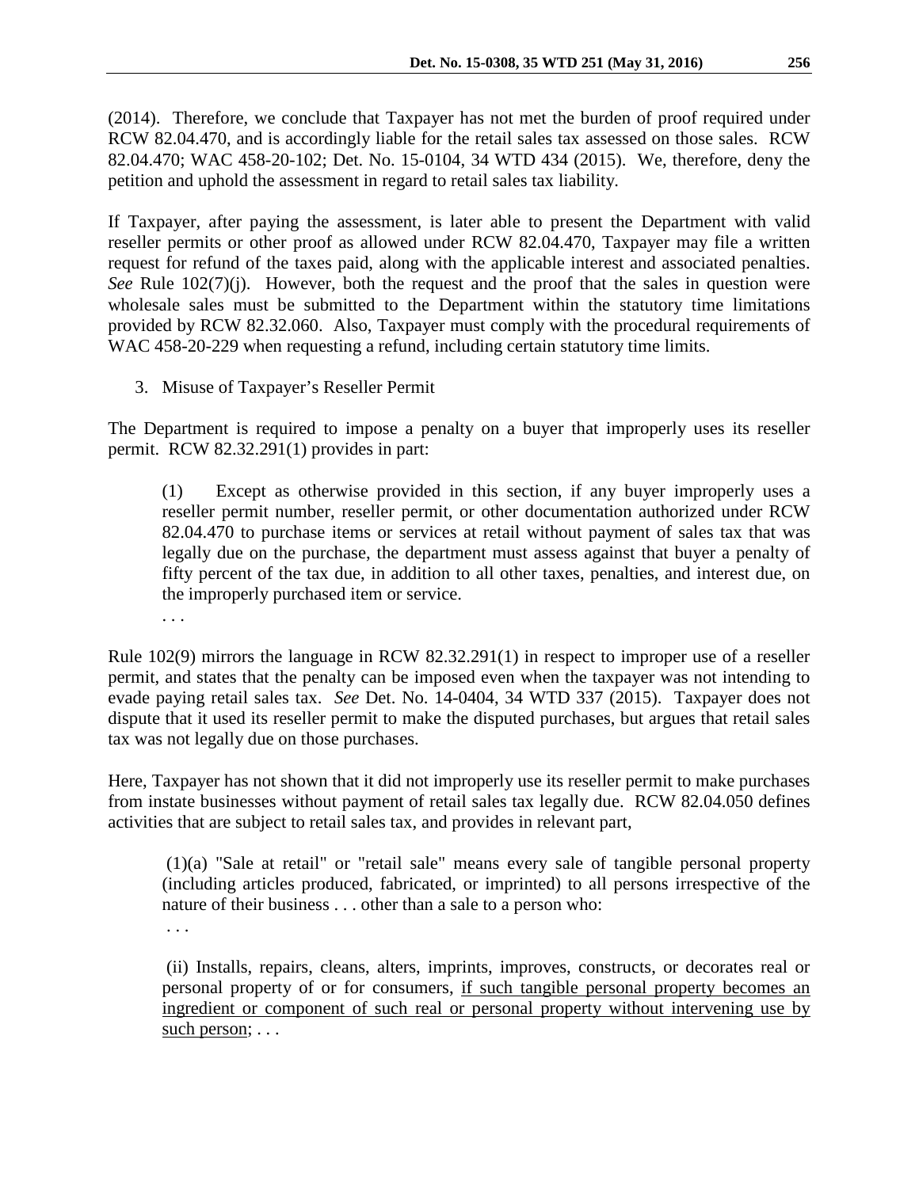(2014). Therefore, we conclude that Taxpayer has not met the burden of proof required under RCW 82.04.470, and is accordingly liable for the retail sales tax assessed on those sales. RCW 82.04.470; WAC 458-20-102; Det. No. 15-0104, 34 WTD 434 (2015). We, therefore, deny the petition and uphold the assessment in regard to retail sales tax liability.

If Taxpayer, after paying the assessment, is later able to present the Department with valid reseller permits or other proof as allowed under RCW 82.04.470, Taxpayer may file a written request for refund of the taxes paid, along with the applicable interest and associated penalties. *See* Rule 102(7)(j). However, both the request and the proof that the sales in question were wholesale sales must be submitted to the Department within the statutory time limitations provided by RCW 82.32.060. Also, Taxpayer must comply with the procedural requirements of WAC 458-20-229 when requesting a refund, including certain statutory time limits.

3. Misuse of Taxpayer's Reseller Permit

The Department is required to impose a penalty on a buyer that improperly uses its reseller permit. RCW 82.32.291(1) provides in part:

> (1) Except as otherwise provided in this section, if any buyer improperly uses a reseller permit number, reseller permit, or other documentation authorized under RCW 82.04.470 to purchase items or services at retail without payment of sales tax that was legally due on the purchase, the department must assess against that buyer a penalty of fifty percent of the tax due, in addition to all other taxes, penalties, and interest due, on the improperly purchased item or service.
>
> . . .

Rule 102(9) mirrors the language in RCW 82.32.291(1) in respect to improper use of a reseller permit, and states that the penalty can be imposed even when the taxpayer was not intending to evade paying retail sales tax. *See* Det. No. 14-0404, 34 WTD 337 (2015). Taxpayer does not dispute that it used its reseller permit to make the disputed purchases, but argues that retail sales tax was not legally due on those purchases.

Here, Taxpayer has not shown that it did not improperly use its reseller permit to make purchases from instate businesses without payment of retail sales tax legally due. RCW 82.04.050 defines activities that are subject to retail sales tax, and provides in relevant part,

> (1)(a) "Sale at retail" or "retail sale" means every sale of tangible personal property (including articles produced, fabricated, or imprinted) to all persons irrespective of the nature of their business . . . other than a sale to a person who:
>
> . . .
>
> (ii) Installs, repairs, cleans, alters, imprints, improves, constructs, or decorates real or personal property of or for consumers, <u>if such tangible personal property becomes an ingredient or component of such real or personal property without intervening use by such person</u>; . . .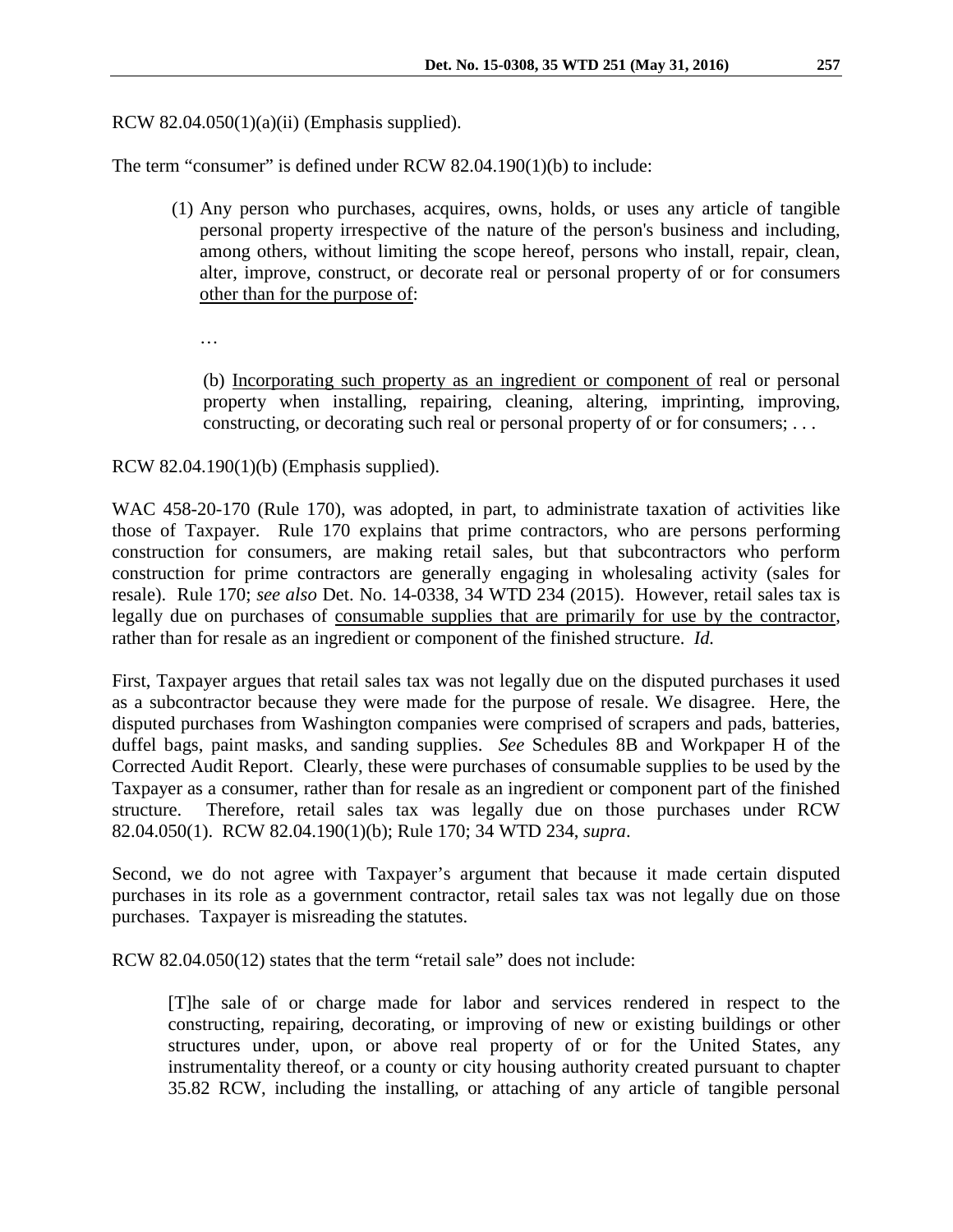RCW 82.04.050(1)(a)(ii) (Emphasis supplied).

The term "consumer" is defined under RCW 82.04.190(1)(b) to include:

> (1) Any person who purchases, acquires, owns, holds, or uses any article of tangible personal property irrespective of the nature of the person's business and including, among others, without limiting the scope hereof, persons who install, repair, clean, alter, improve, construct, or decorate real or personal property of or for consumers <u>other than for the purpose of</u>:
>
> …
>
> (b) <u>Incorporating such property as an ingredient or component of</u> real or personal property when installing, repairing, cleaning, altering, imprinting, improving, constructing, or decorating such real or personal property of or for consumers; . . .

RCW 82.04.190(1)(b) (Emphasis supplied).

WAC 458-20-170 (Rule 170), was adopted, in part, to administrate taxation of activities like those of Taxpayer. Rule 170 explains that prime contractors, who are persons performing construction for consumers, are making retail sales, but that subcontractors who perform construction for prime contractors are generally engaging in wholesaling activity (sales for resale). Rule 170; *see also* Det. No. 14-0338, 34 WTD 234 (2015). However, retail sales tax is legally due on purchases of <u>consumable supplies that are primarily for use by the contractor</u>, rather than for resale as an ingredient or component of the finished structure. *Id.*

First, Taxpayer argues that retail sales tax was not legally due on the disputed purchases it used as a subcontractor because they were made for the purpose of resale. We disagree. Here, the disputed purchases from Washington companies were comprised of scrapers and pads, batteries, duffel bags, paint masks, and sanding supplies. *See* Schedules 8B and Workpaper H of the Corrected Audit Report. Clearly, these were purchases of consumable supplies to be used by the Taxpayer as a consumer, rather than for resale as an ingredient or component part of the finished structure. Therefore, retail sales tax was legally due on those purchases under RCW 82.04.050(1). RCW 82.04.190(1)(b); Rule 170; 34 WTD 234, *supra*.

Second, we do not agree with Taxpayer's argument that because it made certain disputed purchases in its role as a government contractor, retail sales tax was not legally due on those purchases. Taxpayer is misreading the statutes.

RCW 82.04.050(12) states that the term "retail sale" does not include:

> [T]he sale of or charge made for labor and services rendered in respect to the constructing, repairing, decorating, or improving of new or existing buildings or other structures under, upon, or above real property of or for the United States, any instrumentality thereof, or a county or city housing authority created pursuant to chapter 35.82 RCW, including the installing, or attaching of any article of tangible personal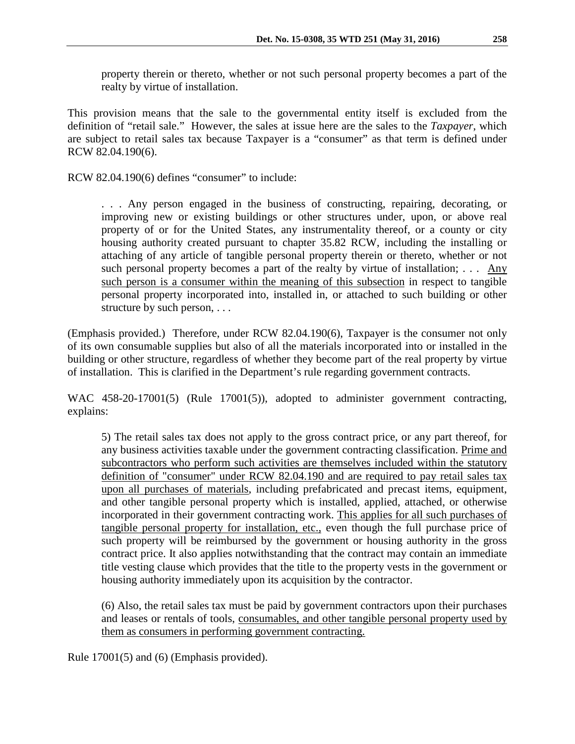> property therein or thereto, whether or not such personal property becomes a part of the realty by virtue of installation.

This provision means that the sale to the governmental entity itself is excluded from the definition of "retail sale." However, the sales at issue here are the sales to the *Taxpayer*, which are subject to retail sales tax because Taxpayer is a "consumer" as that term is defined under RCW 82.04.190(6).

RCW 82.04.190(6) defines "consumer" to include:

> . . . Any person engaged in the business of constructing, repairing, decorating, or improving new or existing buildings or other structures under, upon, or above real property of or for the United States, any instrumentality thereof, or a county or city housing authority created pursuant to chapter 35.82 RCW, including the installing or attaching of any article of tangible personal property therein or thereto, whether or not such personal property becomes a part of the realty by virtue of installation; . . . <u>Any such person is a consumer within the meaning of this subsection</u> in respect to tangible personal property incorporated into, installed in, or attached to such building or other structure by such person, . . .

(Emphasis provided.) Therefore, under RCW 82.04.190(6), Taxpayer is the consumer not only of its own consumable supplies but also of all the materials incorporated into or installed in the building or other structure, regardless of whether they become part of the real property by virtue of installation. This is clarified in the Department's rule regarding government contracts.

WAC 458-20-17001(5) (Rule 17001(5)), adopted to administer government contracting, explains:

> 5) The retail sales tax does not apply to the gross contract price, or any part thereof, for any business activities taxable under the government contracting classification. <u>Prime and subcontractors who perform such activities are themselves included within the statutory definition of "consumer" under RCW 82.04.190 and are required to pay retail sales tax upon all purchases of materials</u>, including prefabricated and precast items, equipment, and other tangible personal property which is installed, applied, attached, or otherwise incorporated in their government contracting work. <u>This applies for all such purchases of tangible personal property for installation, etc.,</u> even though the full purchase price of such property will be reimbursed by the government or housing authority in the gross contract price. It also applies notwithstanding that the contract may contain an immediate title vesting clause which provides that the title to the property vests in the government or housing authority immediately upon its acquisition by the contractor.
>
> (6) Also, the retail sales tax must be paid by government contractors upon their purchases and leases or rentals of tools, <u>consumables, and other tangible personal property used by them as consumers in performing government contracting.</u>

Rule 17001(5) and (6) (Emphasis provided).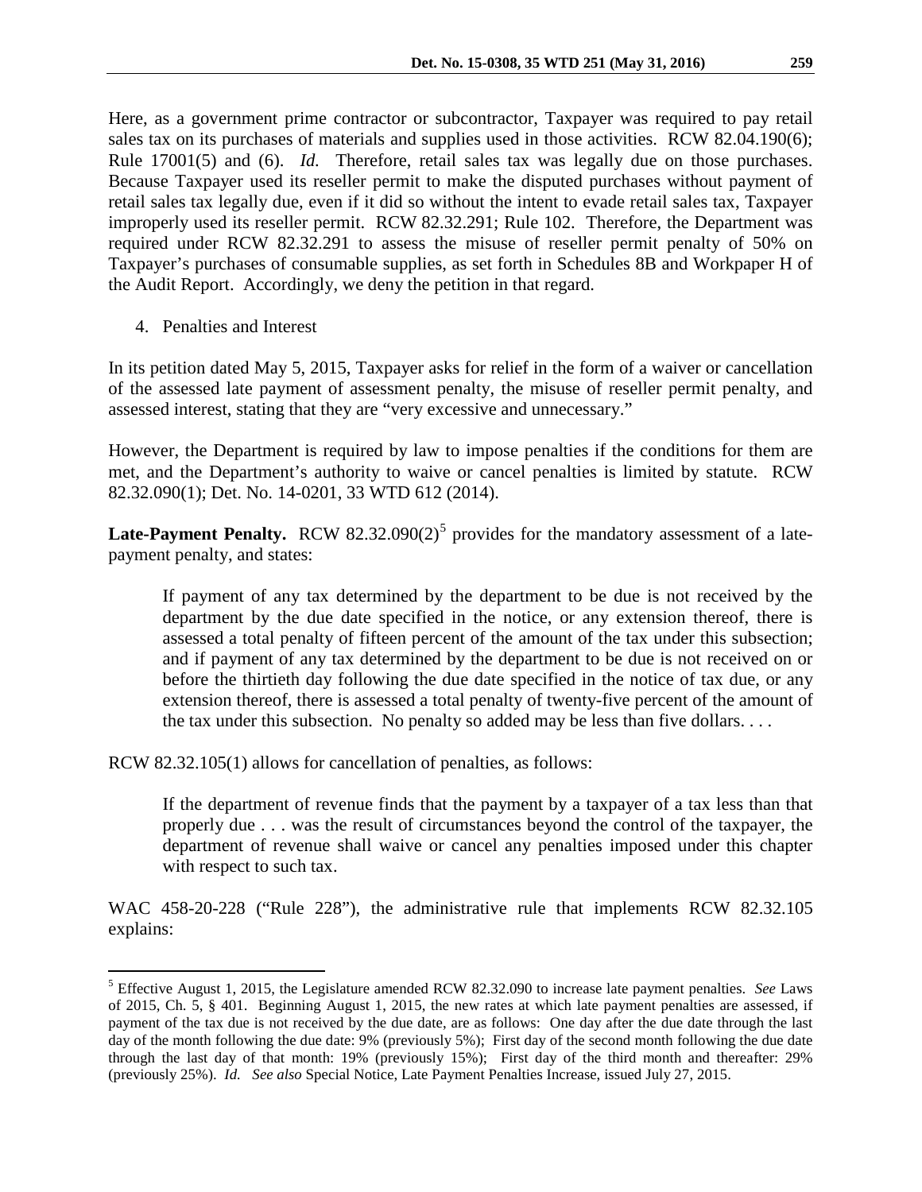Here, as a government prime contractor or subcontractor, Taxpayer was required to pay retail sales tax on its purchases of materials and supplies used in those activities. RCW 82.04.190(6); Rule 17001(5) and (6). *Id.* Therefore, retail sales tax was legally due on those purchases. Because Taxpayer used its reseller permit to make the disputed purchases without payment of retail sales tax legally due, even if it did so without the intent to evade retail sales tax, Taxpayer improperly used its reseller permit. RCW 82.32.291; Rule 102. Therefore, the Department was required under RCW 82.32.291 to assess the misuse of reseller permit penalty of 50% on Taxpayer's purchases of consumable supplies, as set forth in Schedules 8B and Workpaper H of the Audit Report. Accordingly, we deny the petition in that regard.

4. Penalties and Interest

In its petition dated May 5, 2015, Taxpayer asks for relief in the form of a waiver or cancellation of the assessed late payment of assessment penalty, the misuse of reseller permit penalty, and assessed interest, stating that they are "very excessive and unnecessary."

However, the Department is required by law to impose penalties if the conditions for them are met, and the Department's authority to waive or cancel penalties is limited by statute. RCW 82.32.090(1); Det. No. 14-0201, 33 WTD 612 (2014).

**Late-Payment Penalty.** RCW 82.32.090(2)[5] provides for the mandatory assessment of a late-payment penalty, and states:

> If payment of any tax determined by the department to be due is not received by the department by the due date specified in the notice, or any extension thereof, there is assessed a total penalty of fifteen percent of the amount of the tax under this subsection; and if payment of any tax determined by the department to be due is not received on or before the thirtieth day following the due date specified in the notice of tax due, or any extension thereof, there is assessed a total penalty of twenty-five percent of the amount of the tax under this subsection. No penalty so added may be less than five dollars. . . .

RCW 82.32.105(1) allows for cancellation of penalties, as follows:

> If the department of revenue finds that the payment by a taxpayer of a tax less than that properly due . . . was the result of circumstances beyond the control of the taxpayer, the department of revenue shall waive or cancel any penalties imposed under this chapter with respect to such tax.

WAC 458-20-228 ("Rule 228"), the administrative rule that implements RCW 82.32.105 explains:

---

[5] Effective August 1, 2015, the Legislature amended RCW 82.32.090 to increase late payment penalties. *See* Laws of 2015, Ch. 5, § 401. Beginning August 1, 2015, the new rates at which late payment penalties are assessed, if payment of the tax due is not received by the due date, are as follows: One day after the due date through the last day of the month following the due date: 9% (previously 5%); First day of the second month following the due date through the last day of that month: 19% (previously 15%); First day of the third month and thereafter: 29% (previously 25%). *Id. See also* Special Notice, Late Payment Penalties Increase, issued July 27, 2015.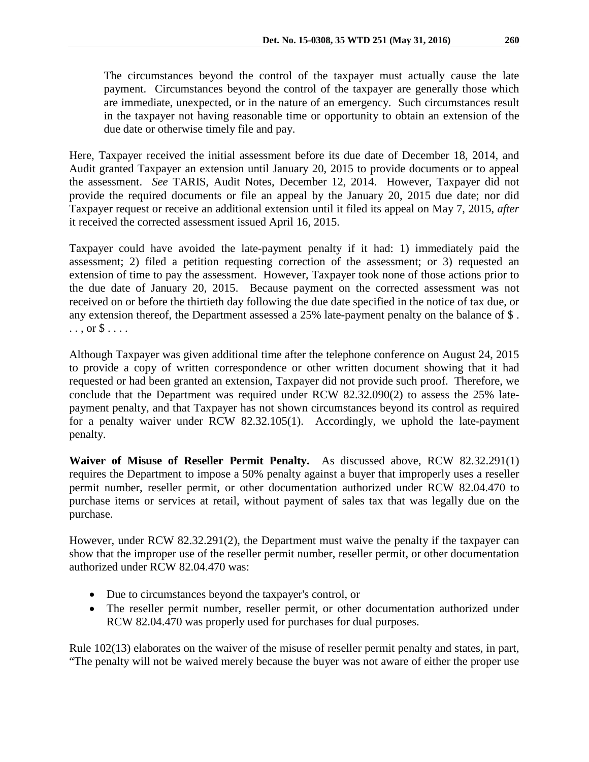> The circumstances beyond the control of the taxpayer must actually cause the late payment. Circumstances beyond the control of the taxpayer are generally those which are immediate, unexpected, or in the nature of an emergency. Such circumstances result in the taxpayer not having reasonable time or opportunity to obtain an extension of the due date or otherwise timely file and pay.

Here, Taxpayer received the initial assessment before its due date of December 18, 2014, and Audit granted Taxpayer an extension until January 20, 2015 to provide documents or to appeal the assessment. *See* TARIS, Audit Notes, December 12, 2014. However, Taxpayer did not provide the required documents or file an appeal by the January 20, 2015 due date; nor did Taxpayer request or receive an additional extension until it filed its appeal on May 7, 2015, *after* it received the corrected assessment issued April 16, 2015.

Taxpayer could have avoided the late-payment penalty if it had: 1) immediately paid the assessment; 2) filed a petition requesting correction of the assessment; or 3) requested an extension of time to pay the assessment. However, Taxpayer took none of those actions prior to the due date of January 20, 2015. Because payment on the corrected assessment was not received on or before the thirtieth day following the due date specified in the notice of tax due, or any extension thereof, the Department assessed a 25% late-payment penalty on the balance of $ . . . , or $ . . . .

Although Taxpayer was given additional time after the telephone conference on August 24, 2015 to provide a copy of written correspondence or other written document showing that it had requested or had been granted an extension, Taxpayer did not provide such proof. Therefore, we conclude that the Department was required under RCW 82.32.090(2) to assess the 25% late-payment penalty, and that Taxpayer has not shown circumstances beyond its control as required for a penalty waiver under RCW 82.32.105(1). Accordingly, we uphold the late-payment penalty.

**Waiver of Misuse of Reseller Permit Penalty.** As discussed above, RCW 82.32.291(1) requires the Department to impose a 50% penalty against a buyer that improperly uses a reseller permit number, reseller permit, or other documentation authorized under RCW 82.04.470 to purchase items or services at retail, without payment of sales tax that was legally due on the purchase.

However, under RCW 82.32.291(2), the Department must waive the penalty if the taxpayer can show that the improper use of the reseller permit number, reseller permit, or other documentation authorized under RCW 82.04.470 was:

- Due to circumstances beyond the taxpayer's control, or
- The reseller permit number, reseller permit, or other documentation authorized under RCW 82.04.470 was properly used for purchases for dual purposes.

Rule 102(13) elaborates on the waiver of the misuse of reseller permit penalty and states, in part, "The penalty will not be waived merely because the buyer was not aware of either the proper use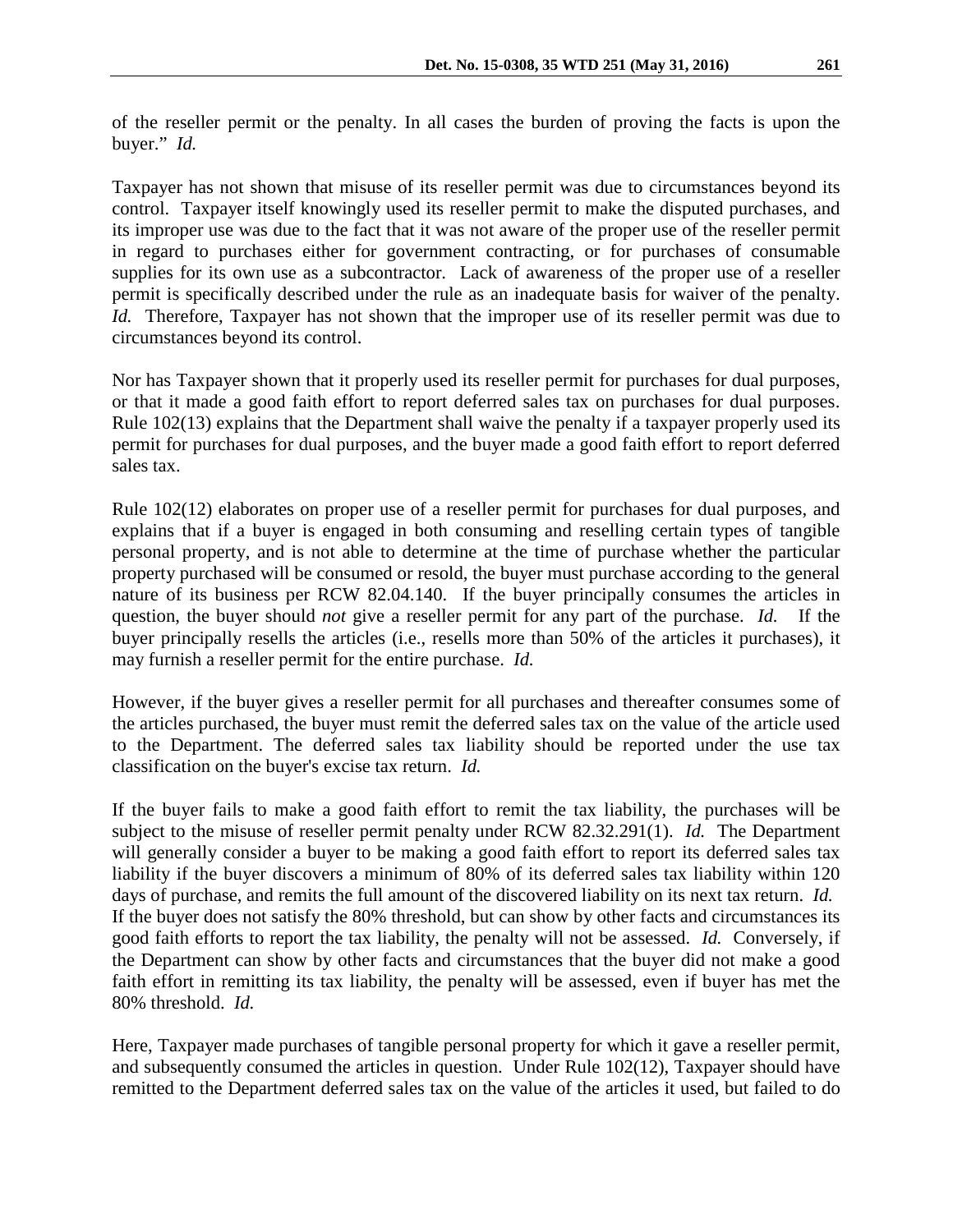of the reseller permit or the penalty. In all cases the burden of proving the facts is upon the buyer." *Id.*

Taxpayer has not shown that misuse of its reseller permit was due to circumstances beyond its control. Taxpayer itself knowingly used its reseller permit to make the disputed purchases, and its improper use was due to the fact that it was not aware of the proper use of the reseller permit in regard to purchases either for government contracting, or for purchases of consumable supplies for its own use as a subcontractor. Lack of awareness of the proper use of a reseller permit is specifically described under the rule as an inadequate basis for waiver of the penalty. *Id.* Therefore, Taxpayer has not shown that the improper use of its reseller permit was due to circumstances beyond its control.

Nor has Taxpayer shown that it properly used its reseller permit for purchases for dual purposes, or that it made a good faith effort to report deferred sales tax on purchases for dual purposes. Rule 102(13) explains that the Department shall waive the penalty if a taxpayer properly used its permit for purchases for dual purposes, and the buyer made a good faith effort to report deferred sales tax.

Rule 102(12) elaborates on proper use of a reseller permit for purchases for dual purposes, and explains that if a buyer is engaged in both consuming and reselling certain types of tangible personal property, and is not able to determine at the time of purchase whether the particular property purchased will be consumed or resold, the buyer must purchase according to the general nature of its business per RCW 82.04.140. If the buyer principally consumes the articles in question, the buyer should *not* give a reseller permit for any part of the purchase. *Id.* If the buyer principally resells the articles (i.e., resells more than 50% of the articles it purchases), it may furnish a reseller permit for the entire purchase. *Id.*

However, if the buyer gives a reseller permit for all purchases and thereafter consumes some of the articles purchased, the buyer must remit the deferred sales tax on the value of the article used to the Department. The deferred sales tax liability should be reported under the use tax classification on the buyer's excise tax return. *Id.*

If the buyer fails to make a good faith effort to remit the tax liability, the purchases will be subject to the misuse of reseller permit penalty under RCW 82.32.291(1). *Id.* The Department will generally consider a buyer to be making a good faith effort to report its deferred sales tax liability if the buyer discovers a minimum of 80% of its deferred sales tax liability within 120 days of purchase, and remits the full amount of the discovered liability on its next tax return. *Id.* If the buyer does not satisfy the 80% threshold, but can show by other facts and circumstances its good faith efforts to report the tax liability, the penalty will not be assessed. *Id.* Conversely, if the Department can show by other facts and circumstances that the buyer did not make a good faith effort in remitting its tax liability, the penalty will be assessed, even if buyer has met the 80% threshold. *Id.*

Here, Taxpayer made purchases of tangible personal property for which it gave a reseller permit, and subsequently consumed the articles in question. Under Rule 102(12), Taxpayer should have remitted to the Department deferred sales tax on the value of the articles it used, but failed to do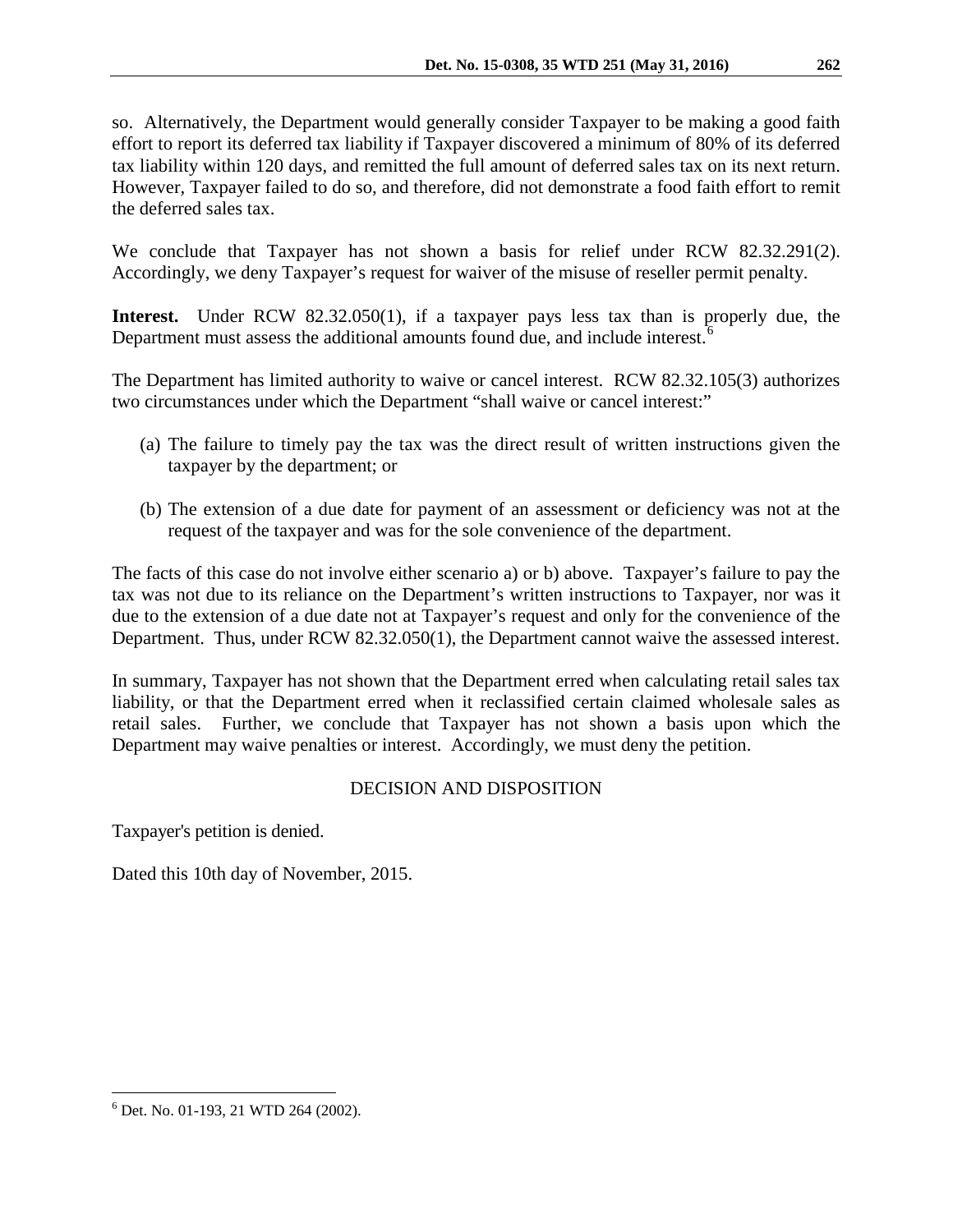so. Alternatively, the Department would generally consider Taxpayer to be making a good faith effort to report its deferred tax liability if Taxpayer discovered a minimum of 80% of its deferred tax liability within 120 days, and remitted the full amount of deferred sales tax on its next return. However, Taxpayer failed to do so, and therefore, did not demonstrate a food faith effort to remit the deferred sales tax.

We conclude that Taxpayer has not shown a basis for relief under RCW 82.32.291(2). Accordingly, we deny Taxpayer's request for waiver of the misuse of reseller permit penalty.

**Interest.** Under RCW 82.32.050(1), if a taxpayer pays less tax than is properly due, the Department must assess the additional amounts found due, and include interest.[6]

The Department has limited authority to waive or cancel interest. RCW 82.32.105(3) authorizes two circumstances under which the Department "shall waive or cancel interest:"

(a) The failure to timely pay the tax was the direct result of written instructions given the taxpayer by the department; or

(b) The extension of a due date for payment of an assessment or deficiency was not at the request of the taxpayer and was for the sole convenience of the department.

The facts of this case do not involve either scenario a) or b) above. Taxpayer's failure to pay the tax was not due to its reliance on the Department's written instructions to Taxpayer, nor was it due to the extension of a due date not at Taxpayer's request and only for the convenience of the Department. Thus, under RCW 82.32.050(1), the Department cannot waive the assessed interest.

In summary, Taxpayer has not shown that the Department erred when calculating retail sales tax liability, or that the Department erred when it reclassified certain claimed wholesale sales as retail sales. Further, we conclude that Taxpayer has not shown a basis upon which the Department may waive penalties or interest. Accordingly, we must deny the petition.

## DECISION AND DISPOSITION

Taxpayer's petition is denied.

Dated this 10th day of November, 2015.

---

[6] Det. No. 01-193, 21 WTD 264 (2002).